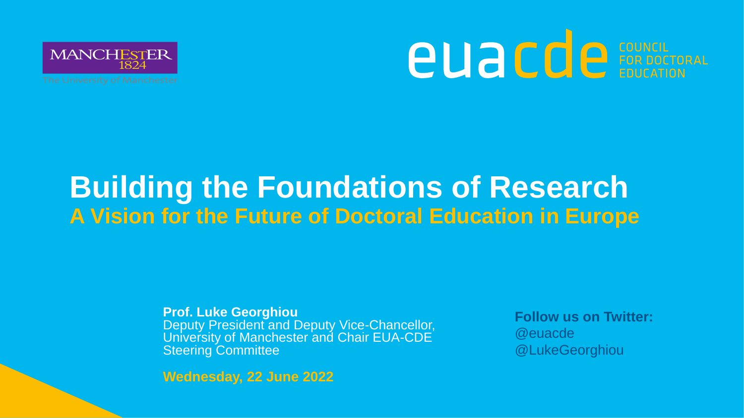MANCHESTER 1824

The University of Manchester

euacde COUNCIL FOR DOCTORAL EDUCATION

# Building the Foundations of Research

## A Vision for the Future of Doctoral Education in Europe

**Prof. Luke Georghiou**
Deputy President and Deputy Vice-Chancellor, University of Manchester and Chair EUA-CDE Steering Committee

**Wednesday, 22 June 2022**

**Follow us on Twitter:**
@euacde
@LukeGeorghiou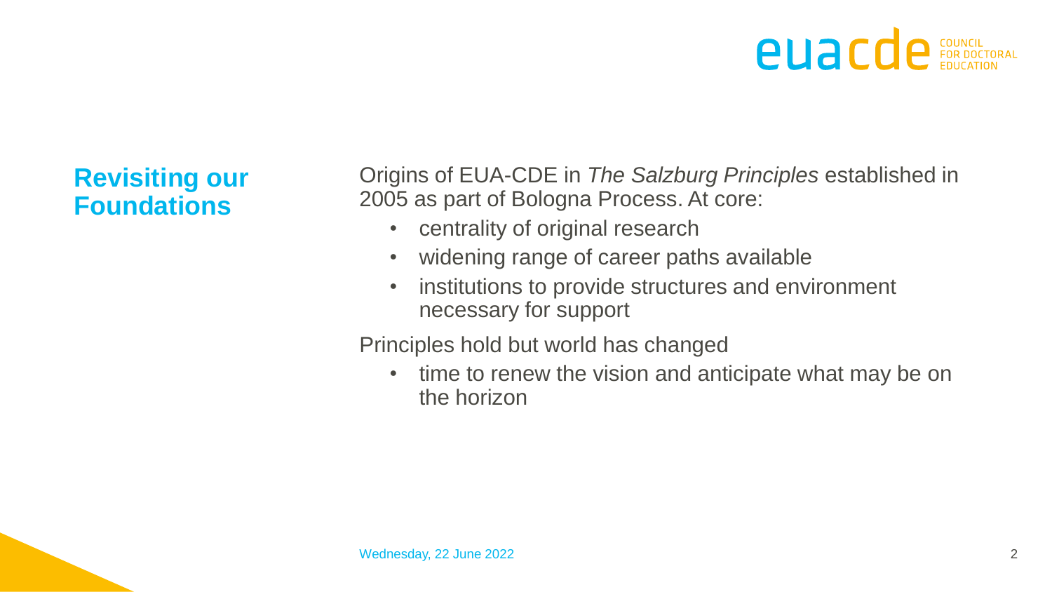## Revisiting our Foundations

Origins of EUA-CDE in *The Salzburg Principles* established in 2005 as part of Bologna Process. At core:

- centrality of original research
- widening range of career paths available
- institutions to provide structures and environment necessary for support

Principles hold but world has changed

- time to renew the vision and anticipate what may be on the horizon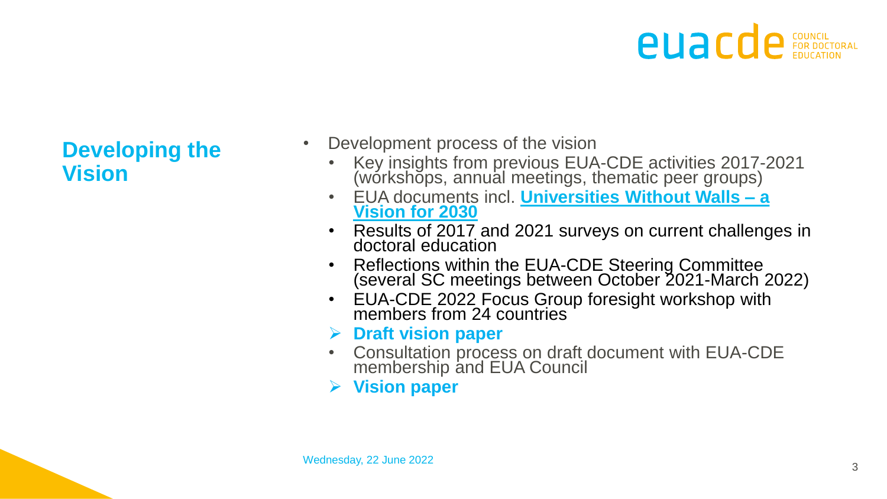## Developing the Vision

- Development process of the vision
  - Key insights from previous EUA-CDE activities 2017-2021 (workshops, annual meetings, thematic peer groups)
  - EUA documents incl. **Universities Without Walls – a Vision for 2030**
  - Results of 2017 and 2021 surveys on current challenges in doctoral education
  - Reflections within the EUA-CDE Steering Committee (several SC meetings between October 2021-March 2022)
  - EUA-CDE 2022 Focus Group foresight workshop with members from 24 countries
  - ➢ **Draft vision paper**
  - Consultation process on draft document with EUA-CDE membership and EUA Council
  - ➢ **Vision paper**

Wednesday, 22 June 2022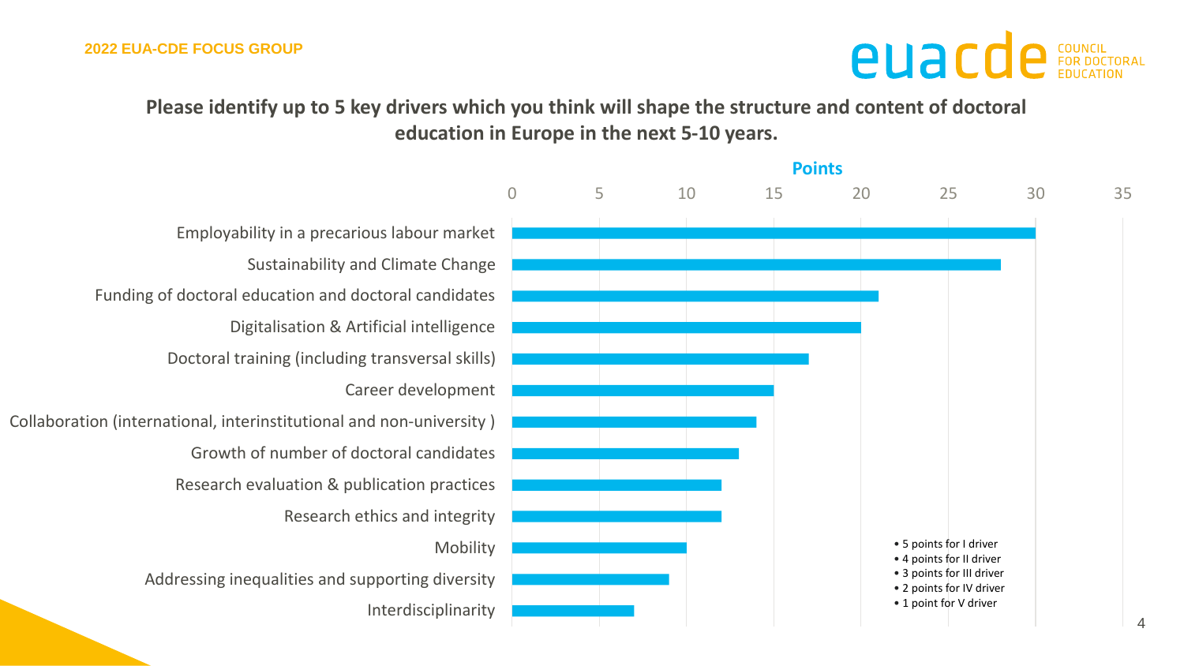2022 EUA-CDE FOCUS GROUP

## Please identify up to 5 key drivers which you think will shape the structure and content of doctoral education in Europe in the next 5-10 years.

| Driver | Points |
| --- | --- |
| Employability in a precarious labour market | 30 |
| Sustainability and Climate Change | 28 |
| Funding of doctoral education and doctoral candidates | 21 |
| Digitalisation & Artificial intelligence | 20 |
| Doctoral training (including transversal skills) | 17 |
| Career development | 15 |
| Collaboration (international, interinstitutional and non-university ) | 14 |
| Growth of number of doctoral candidates | 13 |
| Research evaluation & publication practices | 12 |
| Research ethics and integrity | 12 |
| Mobility | 10 |
| Addressing inequalities and supporting diversity | 9 |
| Interdisciplinarity | 7 |

- 5 points for I driver
- 4 points for II driver
- 3 points for III driver
- 2 points for IV driver
- 1 point for V driver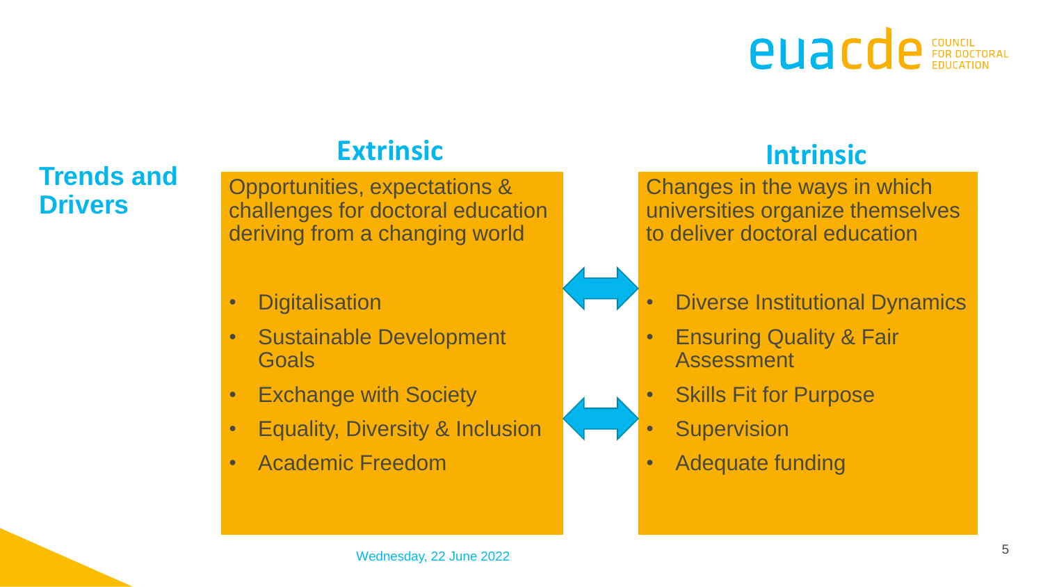## Trends and Drivers

### Extrinsic

Opportunities, expectations & challenges for doctoral education deriving from a changing world

- Digitalisation
- Sustainable Development Goals
- Exchange with Society
- Equality, Diversity & Inclusion
- Academic Freedom

### Intrinsic

Changes in the ways in which universities organize themselves to deliver doctoral education

- Diverse Institutional Dynamics
- Ensuring Quality & Fair Assessment
- Skills Fit for Purpose
- Supervision
- Adequate funding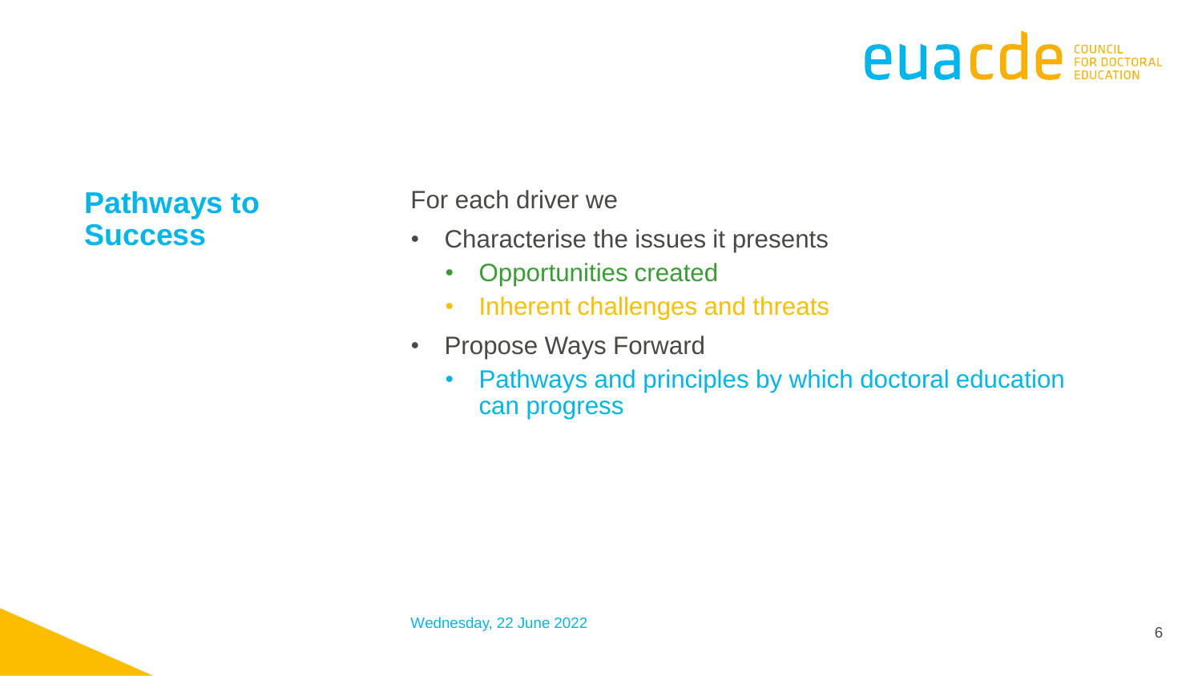## Pathways to Success

For each driver we

- Characterise the issues it presents
  - Opportunities created
  - Inherent challenges and threats
- Propose Ways Forward
  - Pathways and principles by which doctoral education can progress

Wednesday, 22 June 2022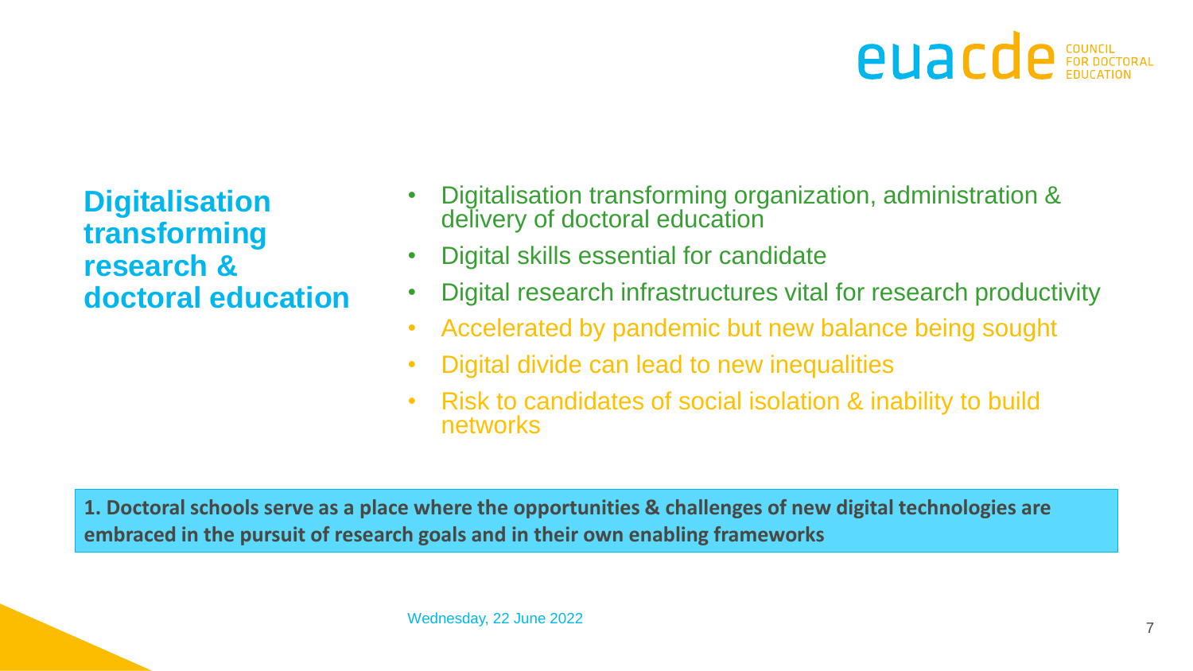## Digitalisation transforming research & doctoral education

- Digitalisation transforming organization, administration & delivery of doctoral education
- Digital skills essential for candidate
- Digital research infrastructures vital for research productivity
- Accelerated by pandemic but new balance being sought
- Digital divide can lead to new inequalities
- Risk to candidates of social isolation & inability to build networks

**1. Doctoral schools serve as a place where the opportunities & challenges of new digital technologies are embraced in the pursuit of research goals and in their own enabling frameworks**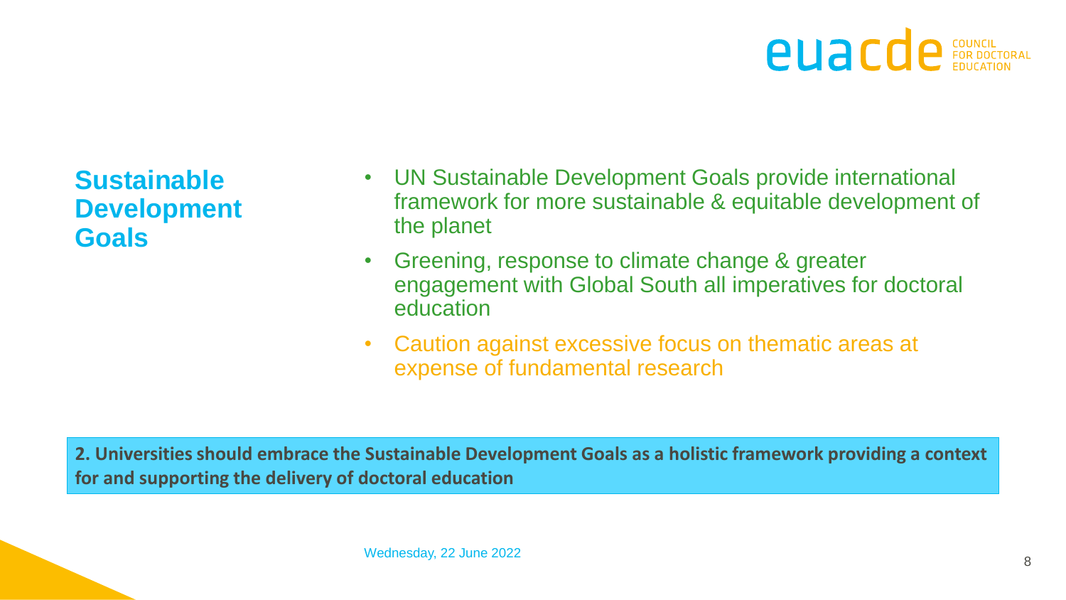## Sustainable Development Goals

- UN Sustainable Development Goals provide international framework for more sustainable & equitable development of the planet
- Greening, response to climate change & greater engagement with Global South all imperatives for doctoral education
- Caution against excessive focus on thematic areas at expense of fundamental research

**2. Universities should embrace the Sustainable Development Goals as a holistic framework providing a context for and supporting the delivery of doctoral education**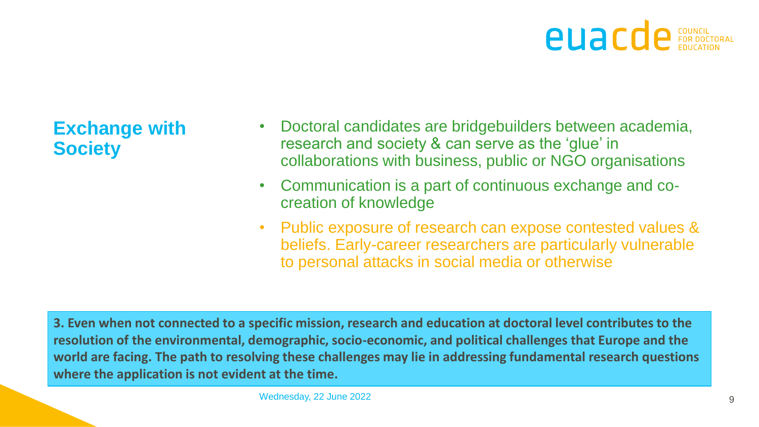## Exchange with Society

- Doctoral candidates are bridgebuilders between academia, research and society & can serve as the 'glue' in collaborations with business, public or NGO organisations
- Communication is a part of continuous exchange and co-creation of knowledge
- Public exposure of research can expose contested values & beliefs. Early-career researchers are particularly vulnerable to personal attacks in social media or otherwise

**3. Even when not connected to a specific mission, research and education at doctoral level contributes to the resolution of the environmental, demographic, socio-economic, and political challenges that Europe and the world are facing. The path to resolving these challenges may lie in addressing fundamental research questions where the application is not evident at the time.**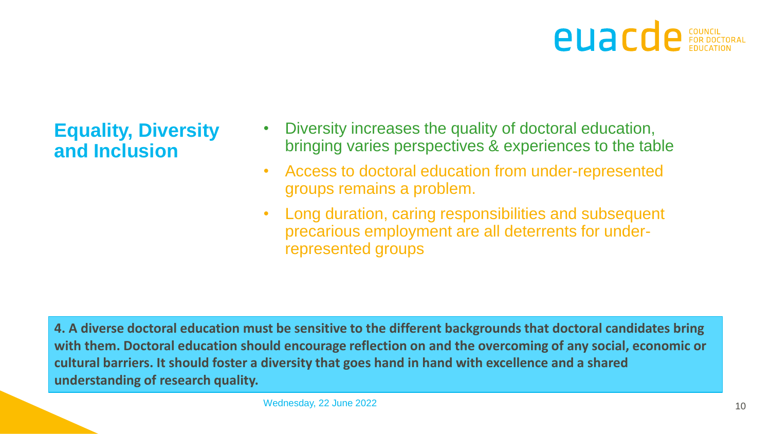## Equality, Diversity and Inclusion

- Diversity increases the quality of doctoral education, bringing varies perspectives & experiences to the table
- Access to doctoral education from under-represented groups remains a problem.
- Long duration, caring responsibilities and subsequent precarious employment are all deterrents for under-represented groups

**4. A diverse doctoral education must be sensitive to the different backgrounds that doctoral candidates bring with them. Doctoral education should encourage reflection on and the overcoming of any social, economic or cultural barriers. It should foster a diversity that goes hand in hand with excellence and a shared understanding of research quality.**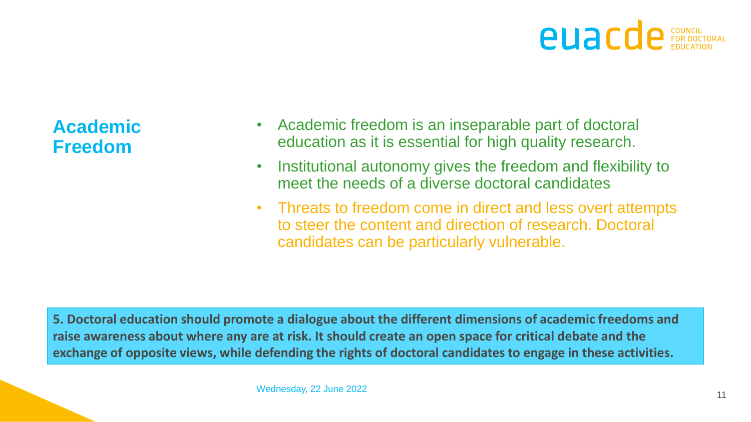## Academic Freedom

- Academic freedom is an inseparable part of doctoral education as it is essential for high quality research.
- Institutional autonomy gives the freedom and flexibility to meet the needs of a diverse doctoral candidates
- Threats to freedom come in direct and less overt attempts to steer the content and direction of research. Doctoral candidates can be particularly vulnerable.

**5. Doctoral education should promote a dialogue about the different dimensions of academic freedoms and raise awareness about where any are at risk. It should create an open space for critical debate and the exchange of opposite views, while defending the rights of doctoral candidates to engage in these activities.**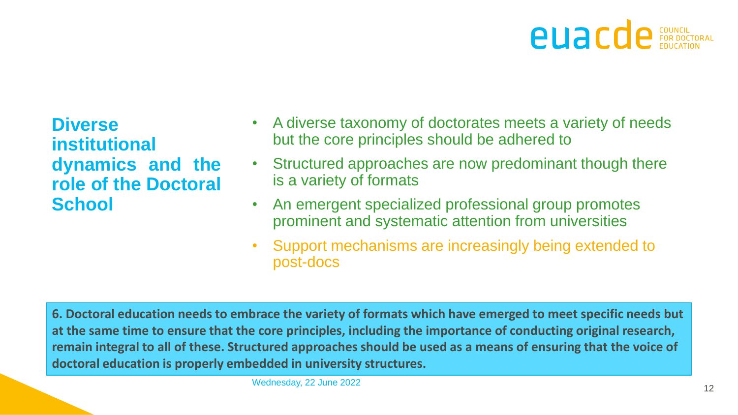## Diverse institutional dynamics and the role of the Doctoral School

- A diverse taxonomy of doctorates meets a variety of needs but the core principles should be adhered to
- Structured approaches are now predominant though there is a variety of formats
- An emergent specialized professional group promotes prominent and systematic attention from universities
- Support mechanisms are increasingly being extended to post-docs

**6. Doctoral education needs to embrace the variety of formats which have emerged to meet specific needs but at the same time to ensure that the core principles, including the importance of conducting original research, remain integral to all of these. Structured approaches should be used as a means of ensuring that the voice of doctoral education is properly embedded in university structures.**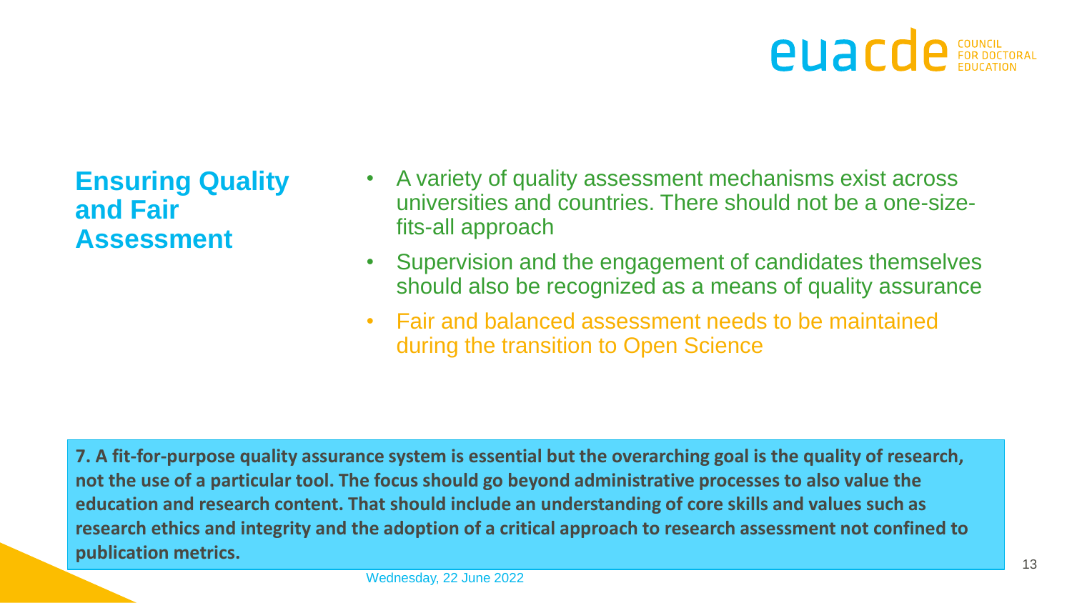## Ensuring Quality and Fair Assessment

- A variety of quality assessment mechanisms exist across universities and countries. There should not be a one-size-fits-all approach
- Supervision and the engagement of candidates themselves should also be recognized as a means of quality assurance
- Fair and balanced assessment needs to be maintained during the transition to Open Science

**7. A fit-for-purpose quality assurance system is essential but the overarching goal is the quality of research, not the use of a particular tool. The focus should go beyond administrative processes to also value the education and research content. That should include an understanding of core skills and values such as research ethics and integrity and the adoption of a critical approach to research assessment not confined to publication metrics.**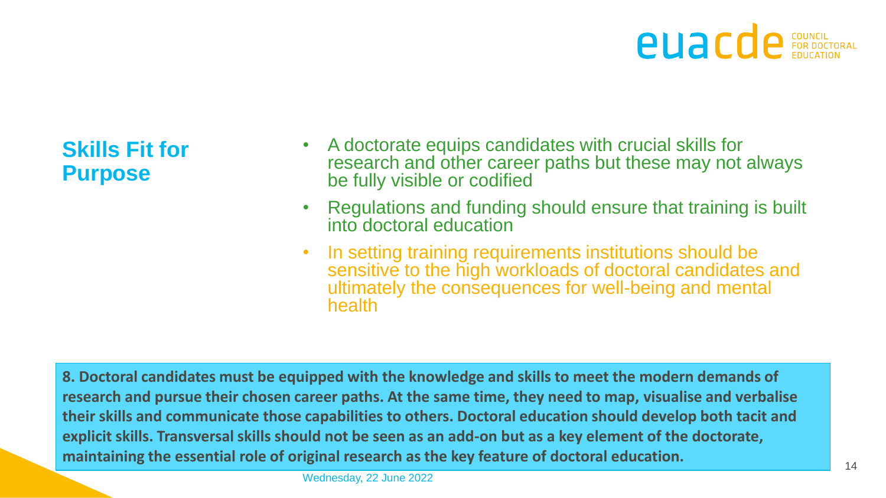## Skills Fit for Purpose

- A doctorate equips candidates with crucial skills for research and other career paths but these may not always be fully visible or codified
- Regulations and funding should ensure that training is built into doctoral education
- In setting training requirements institutions should be sensitive to the high workloads of doctoral candidates and ultimately the consequences for well-being and mental health

**8. Doctoral candidates must be equipped with the knowledge and skills to meet the modern demands of research and pursue their chosen career paths. At the same time, they need to map, visualise and verbalise their skills and communicate those capabilities to others. Doctoral education should develop both tacit and explicit skills. Transversal skills should not be seen as an add-on but as a key element of the doctorate, maintaining the essential role of original research as the key feature of doctoral education.**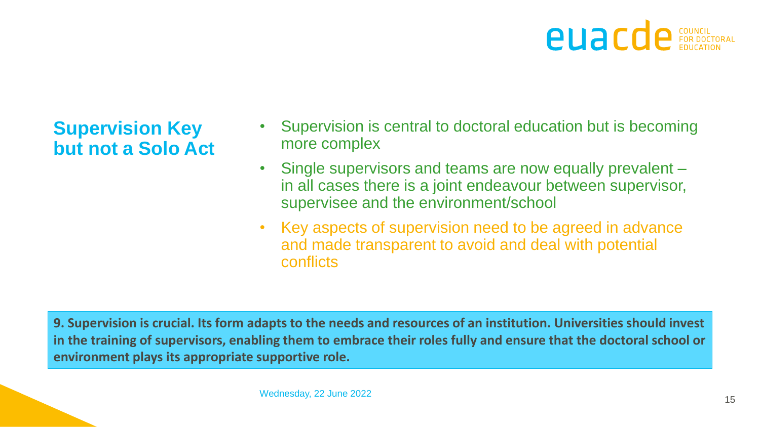## Supervision Key but not a Solo Act

- Supervision is central to doctoral education but is becoming more complex
- Single supervisors and teams are now equally prevalent – in all cases there is a joint endeavour between supervisor, supervisee and the environment/school
- Key aspects of supervision need to be agreed in advance and made transparent to avoid and deal with potential conflicts

**9. Supervision is crucial. Its form adapts to the needs and resources of an institution. Universities should invest in the training of supervisors, enabling them to embrace their roles fully and ensure that the doctoral school or environment plays its appropriate supportive role.**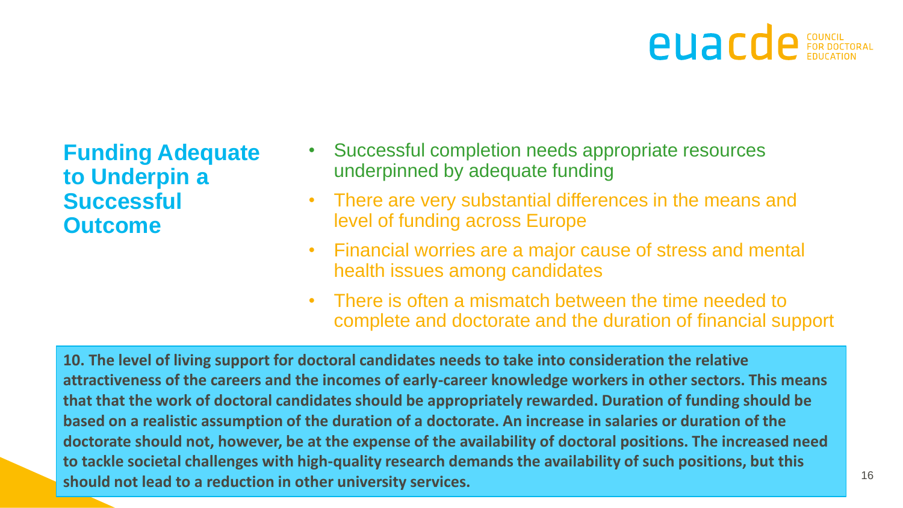## Funding Adequate to Underpin a Successful Outcome

- Successful completion needs appropriate resources underpinned by adequate funding
- There are very substantial differences in the means and level of funding across Europe
- Financial worries are a major cause of stress and mental health issues among candidates
- There is often a mismatch between the time needed to complete and doctorate and the duration of financial support

**10. The level of living support for doctoral candidates needs to take into consideration the relative attractiveness of the careers and the incomes of early-career knowledge workers in other sectors. This means that that the work of doctoral candidates should be appropriately rewarded. Duration of funding should be based on a realistic assumption of the duration of a doctorate. An increase in salaries or duration of the doctorate should not, however, be at the expense of the availability of doctoral positions. The increased need to tackle societal challenges with high-quality research demands the availability of such positions, but this should not lead to a reduction in other university services.**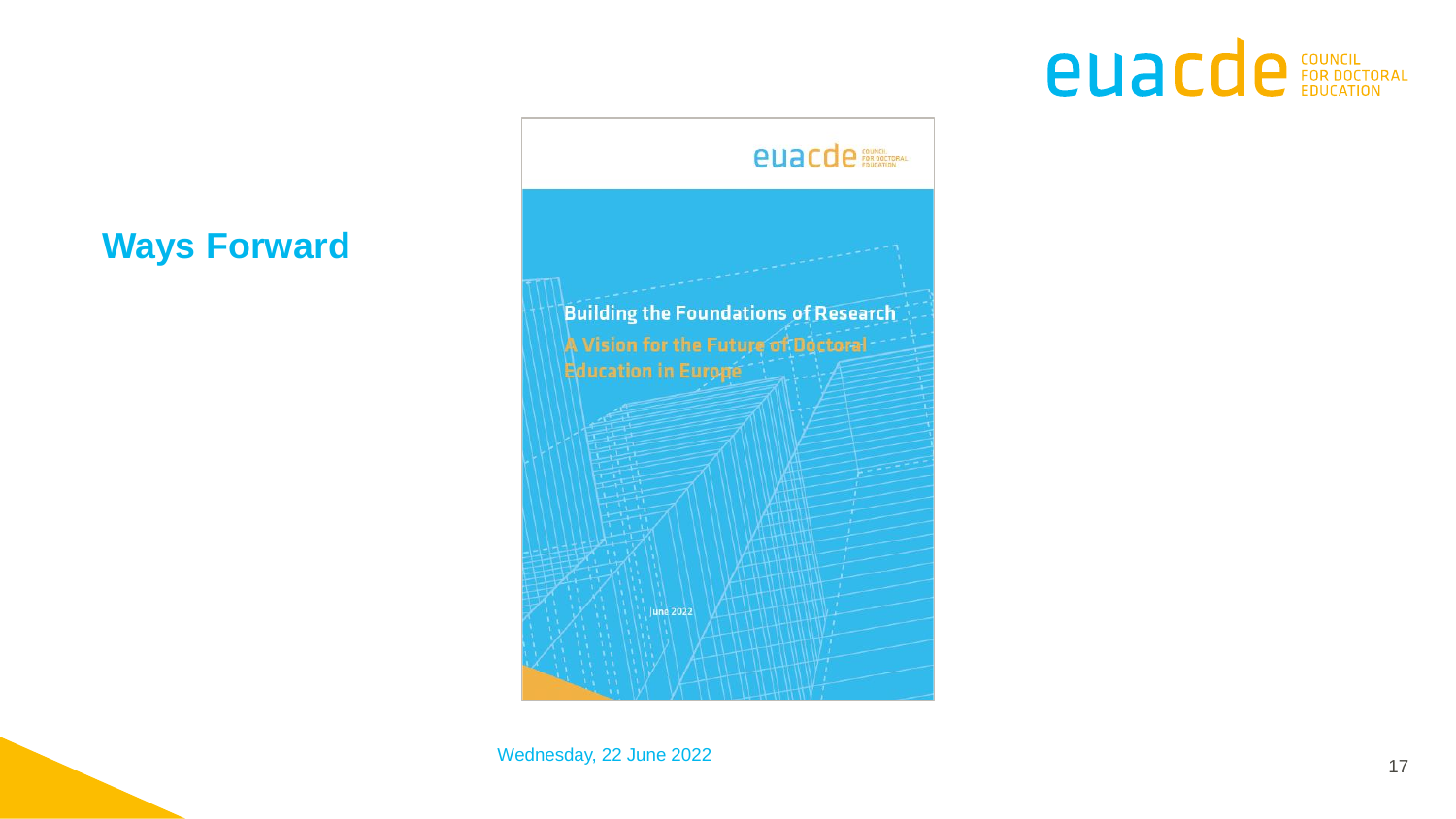# Ways Forward

Building the Foundations of Research

A Vision for the Future of Doctoral Education in Europe

June 2022

Wednesday, 22 June 2022